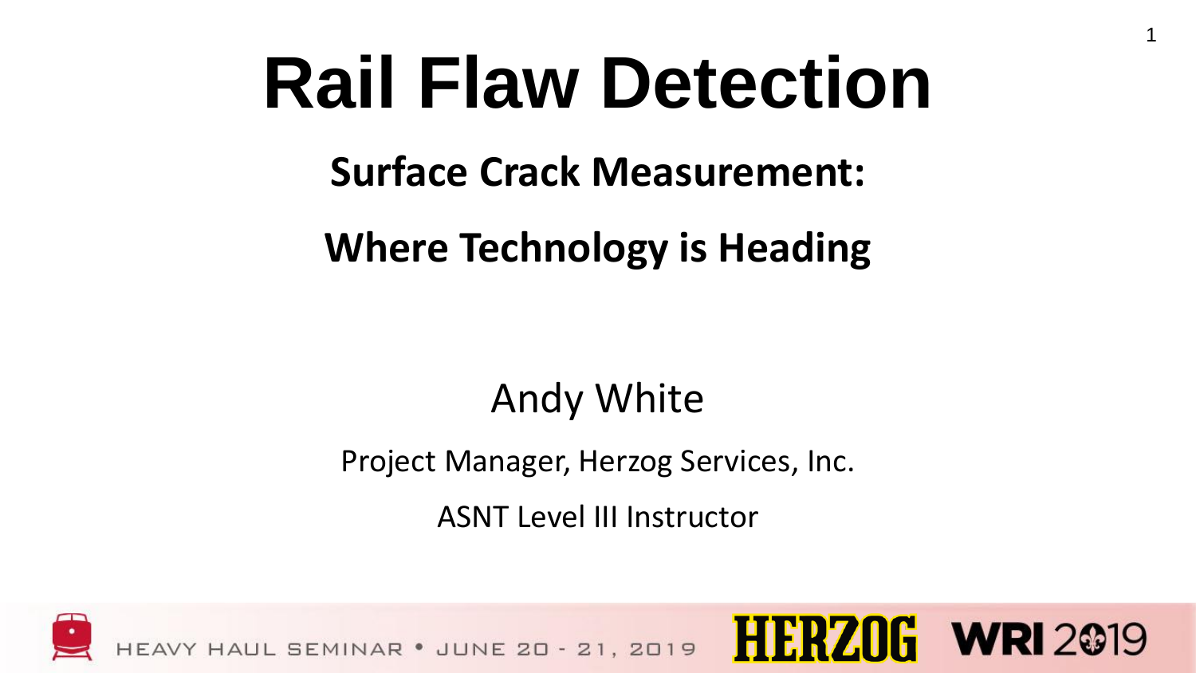# Rail Flaw Detection

## Surface Crack Measurement:

## Where Technology is Heading

Andy White

Project Manager, Herzog Services, Inc.

ASNT Level III Instructor

HEAVY HAUL SEMINAR • JUNE 20 - 21, 2019

HERZOG

WRI 2019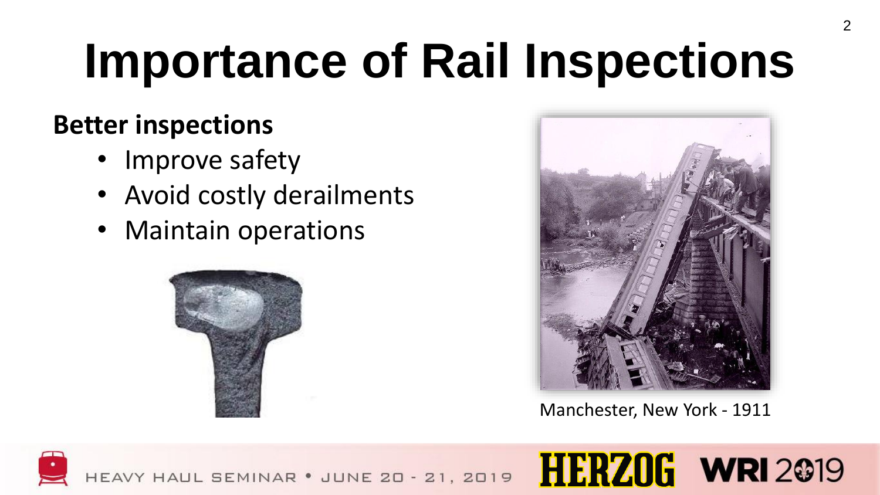# Importance of Rail Inspections

**Better inspections**

- Improve safety
- Avoid costly derailments
- Maintain operations

Manchester, New York - 1911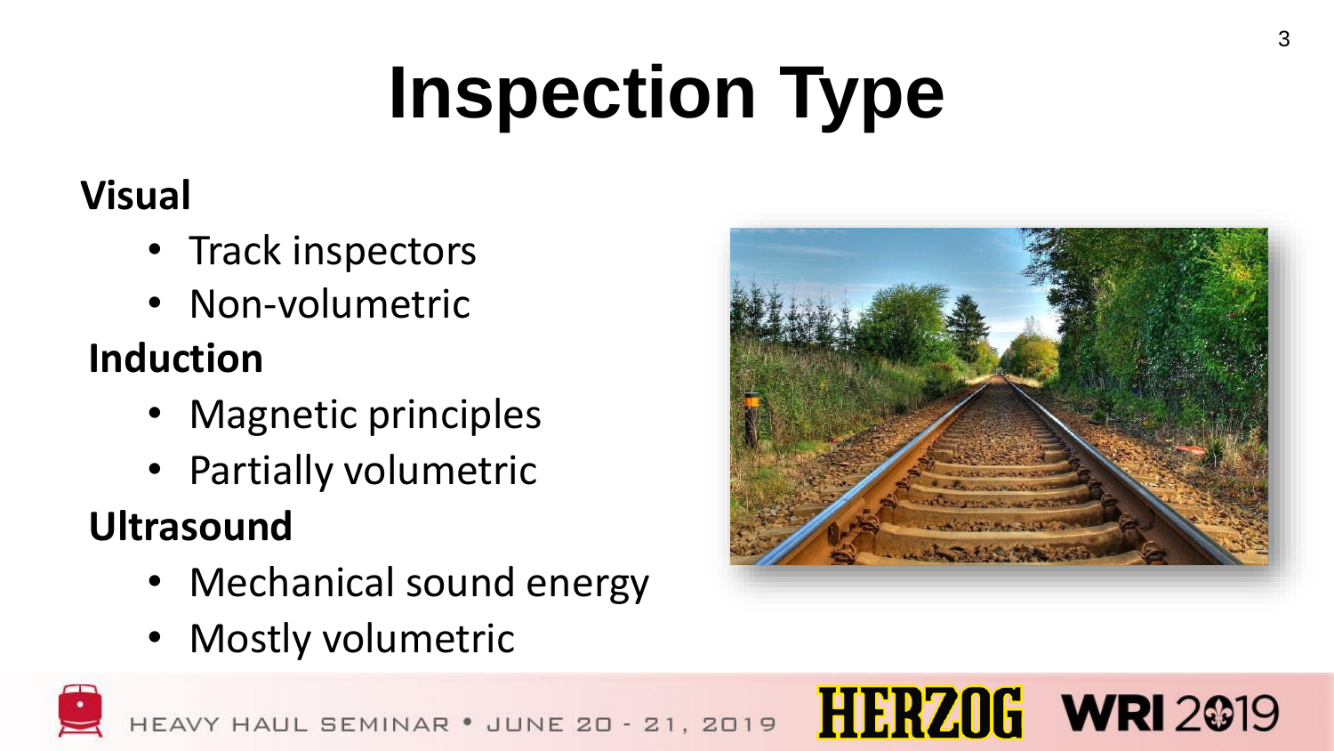# Inspection Type

**Visual**

- Track inspectors
- Non-volumetric

**Induction**

- Magnetic principles
- Partially volumetric

**Ultrasound**

- Mechanical sound energy
- Mostly volumetric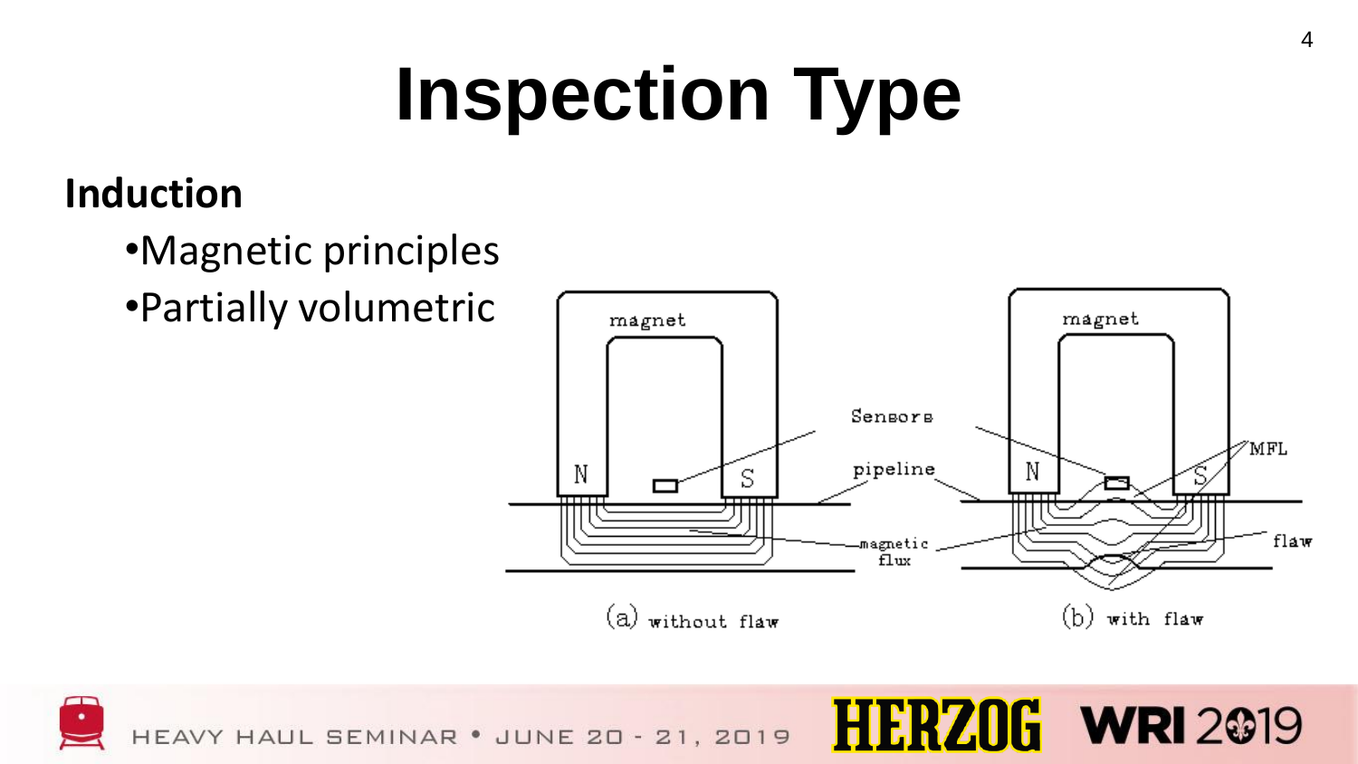# Inspection Type

**Induction**

- Magnetic principles
- Partially volumetric

(a) without flaw

(b) with flaw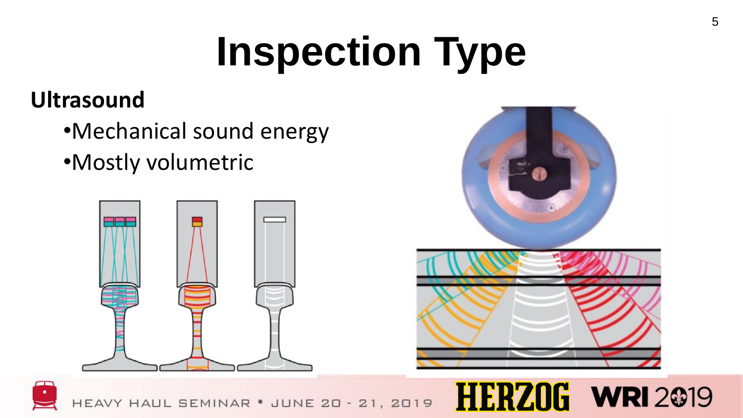# Inspection Type

**Ultrasound**

- Mechanical sound energy
- Mostly volumetric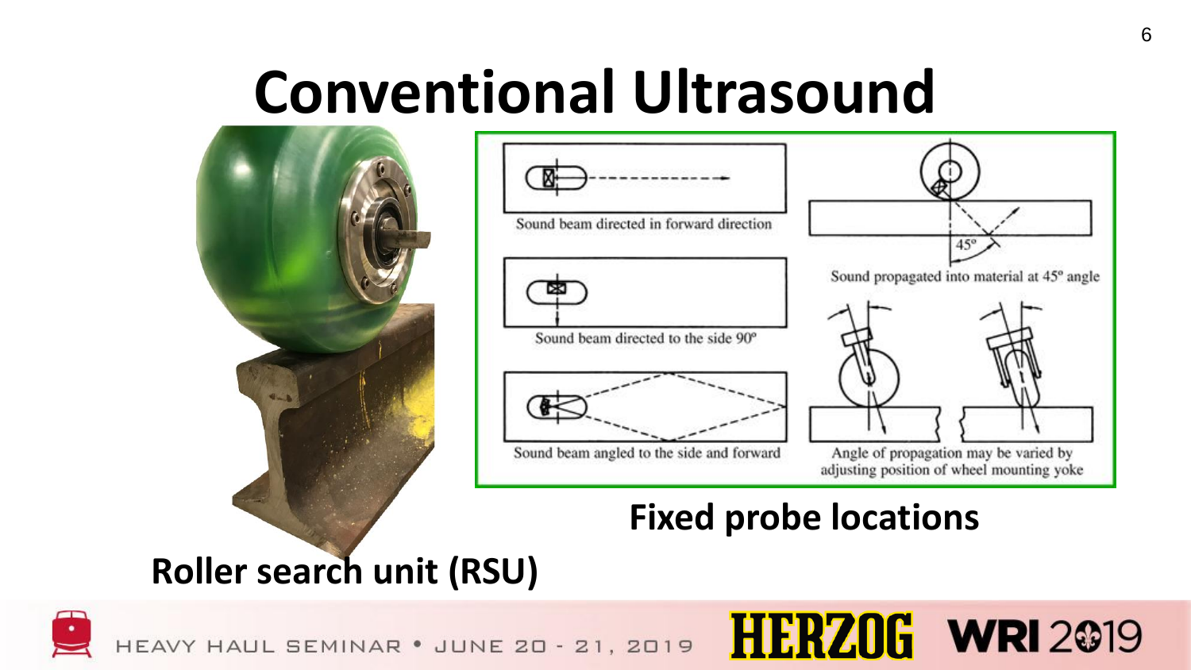# Conventional Ultrasound

Sound beam directed in forward direction

Sound beam directed to the side 90°

Sound beam angled to the side and forward

45°

Sound propagated into material at 45° angle

Angle of propagation may be varied by adjusting position of wheel mounting yoke

**Fixed probe locations**

**Roller search unit (RSU)**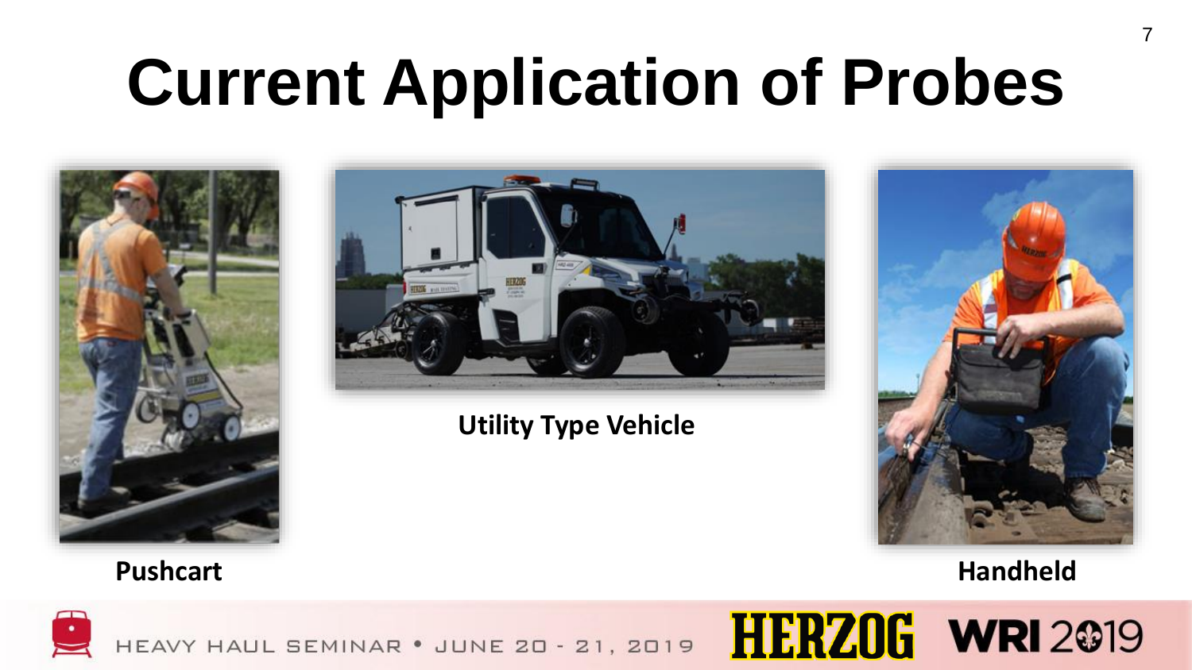# Current Application of Probes

Utility Type Vehicle

Pushcart

Handheld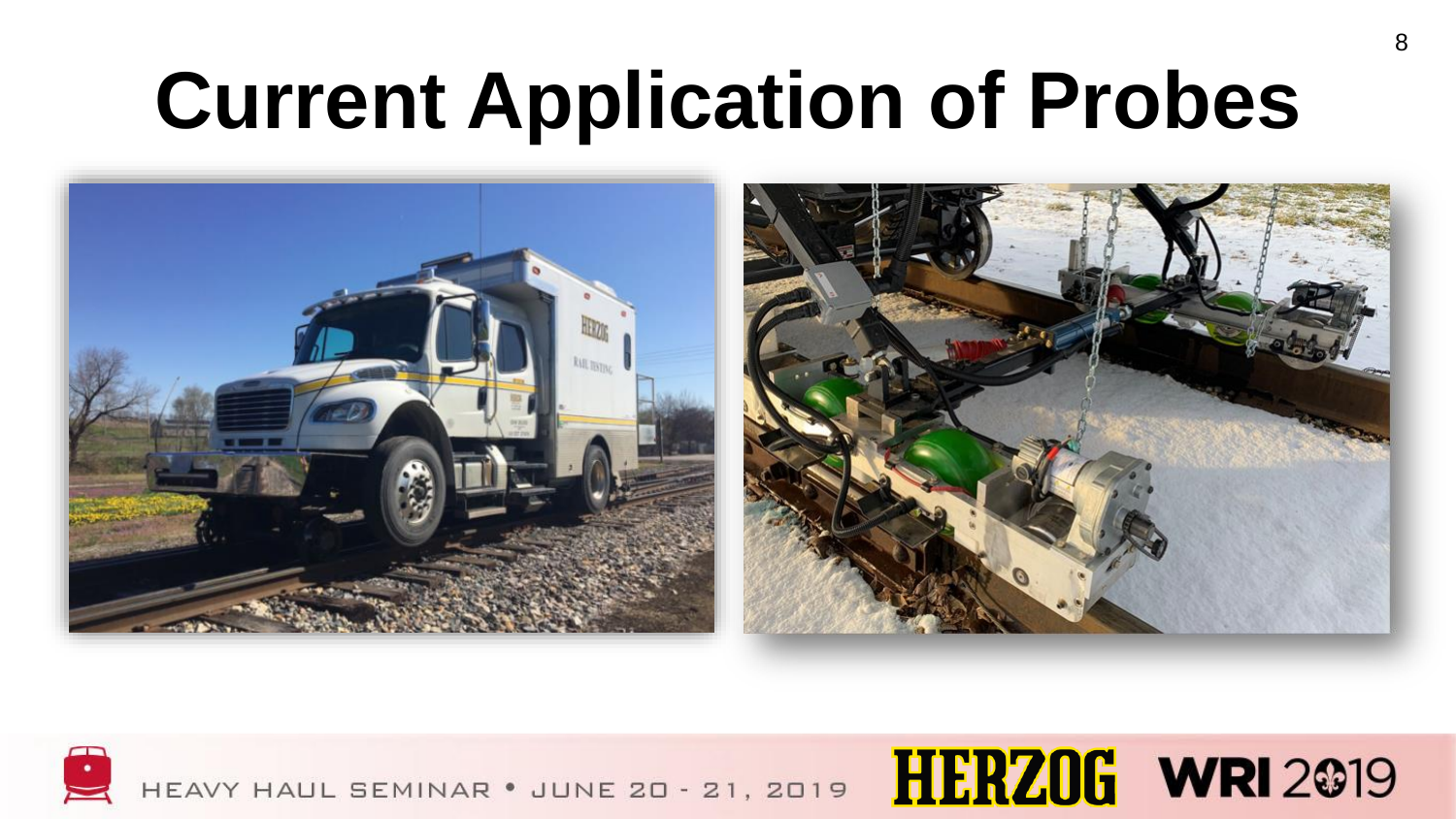# Current Application of Probes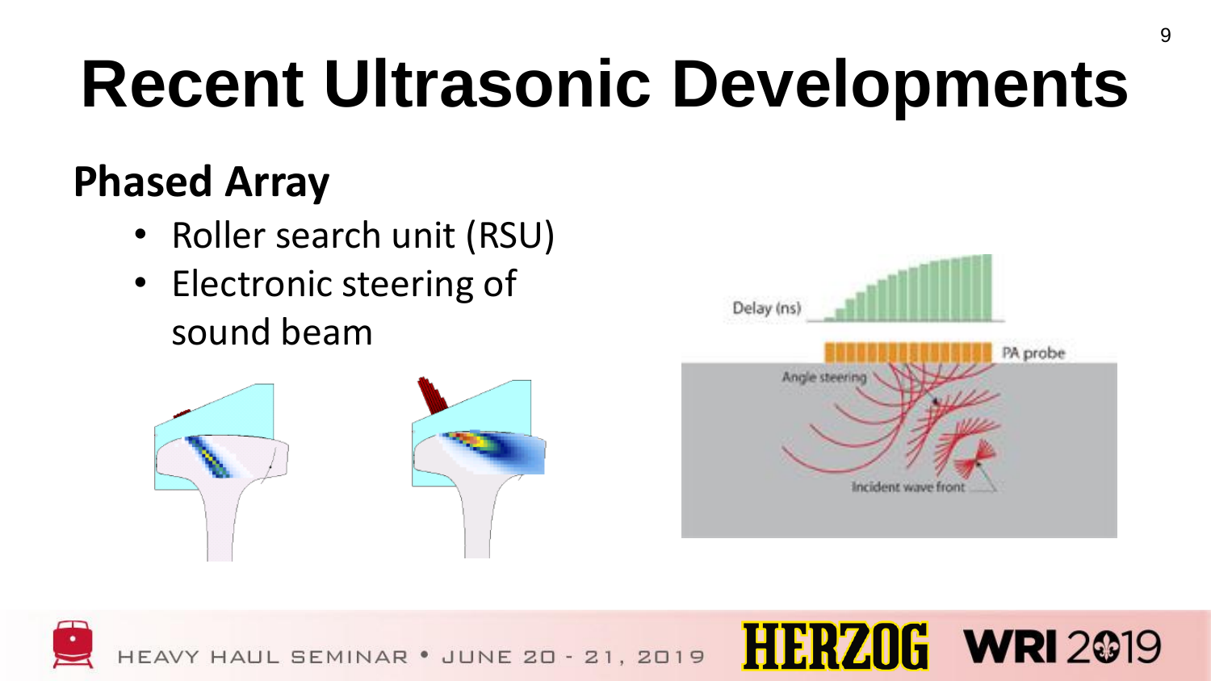# Recent Ultrasonic Developments

## Phased Array

- Roller search unit (RSU)
- Electronic steering of sound beam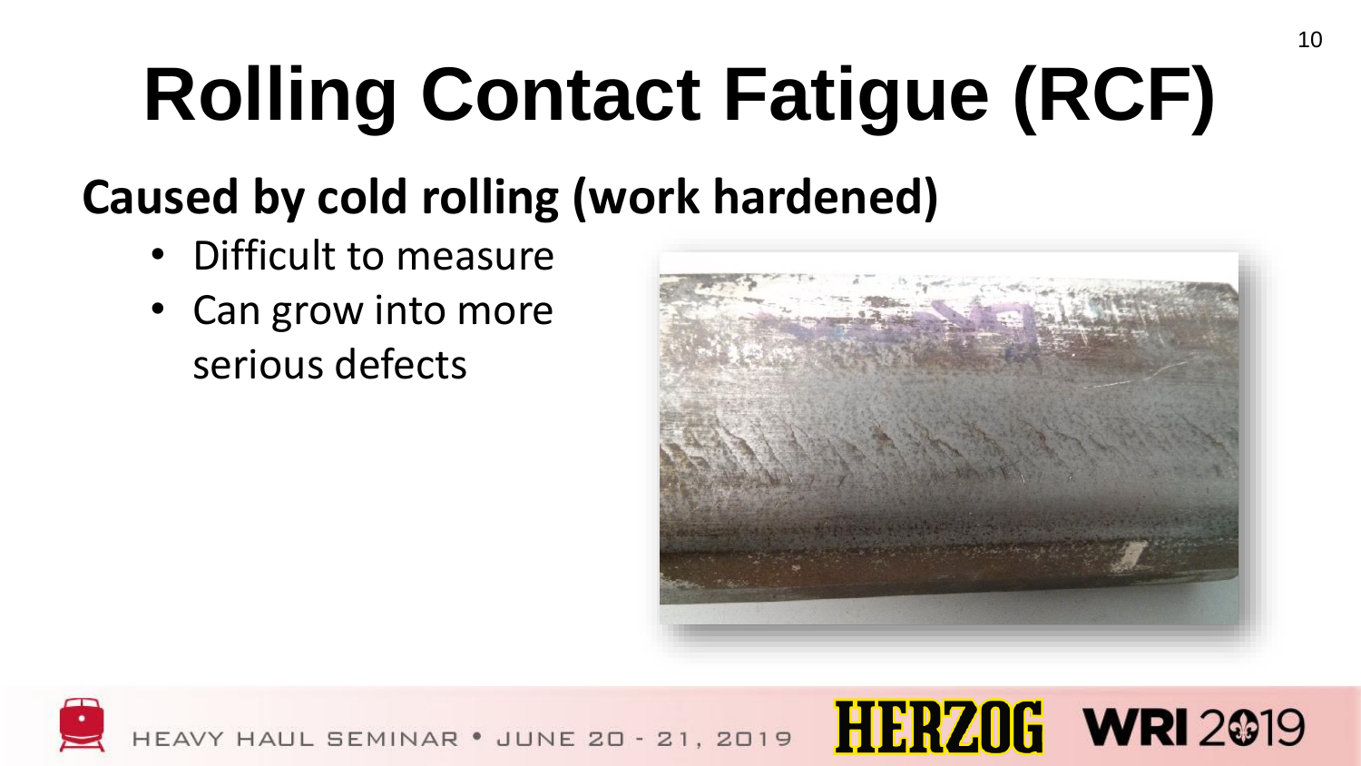# Rolling Contact Fatigue (RCF)

**Caused by cold rolling (work hardened)**

- Difficult to measure
- Can grow into more serious defects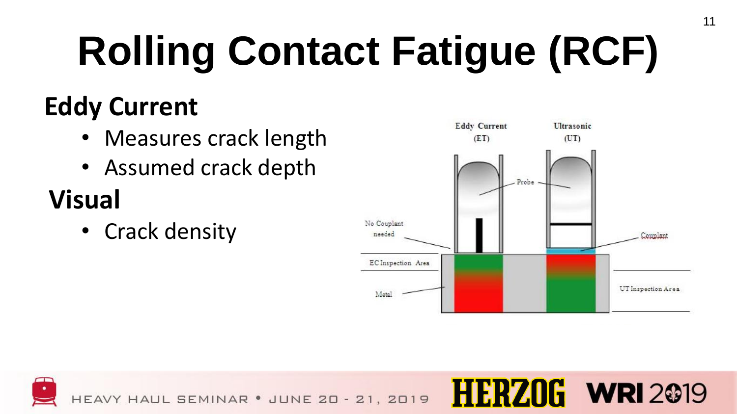# Rolling Contact Fatigue (RCF)

## Eddy Current

- Measures crack length
- Assumed crack depth

## Visual

- Crack density

Eddy Current (ET)

Ultrasonic (UT)

Probe

No Couplant needed

Couplant

EC Inspection Area

Metal

UT Inspection Area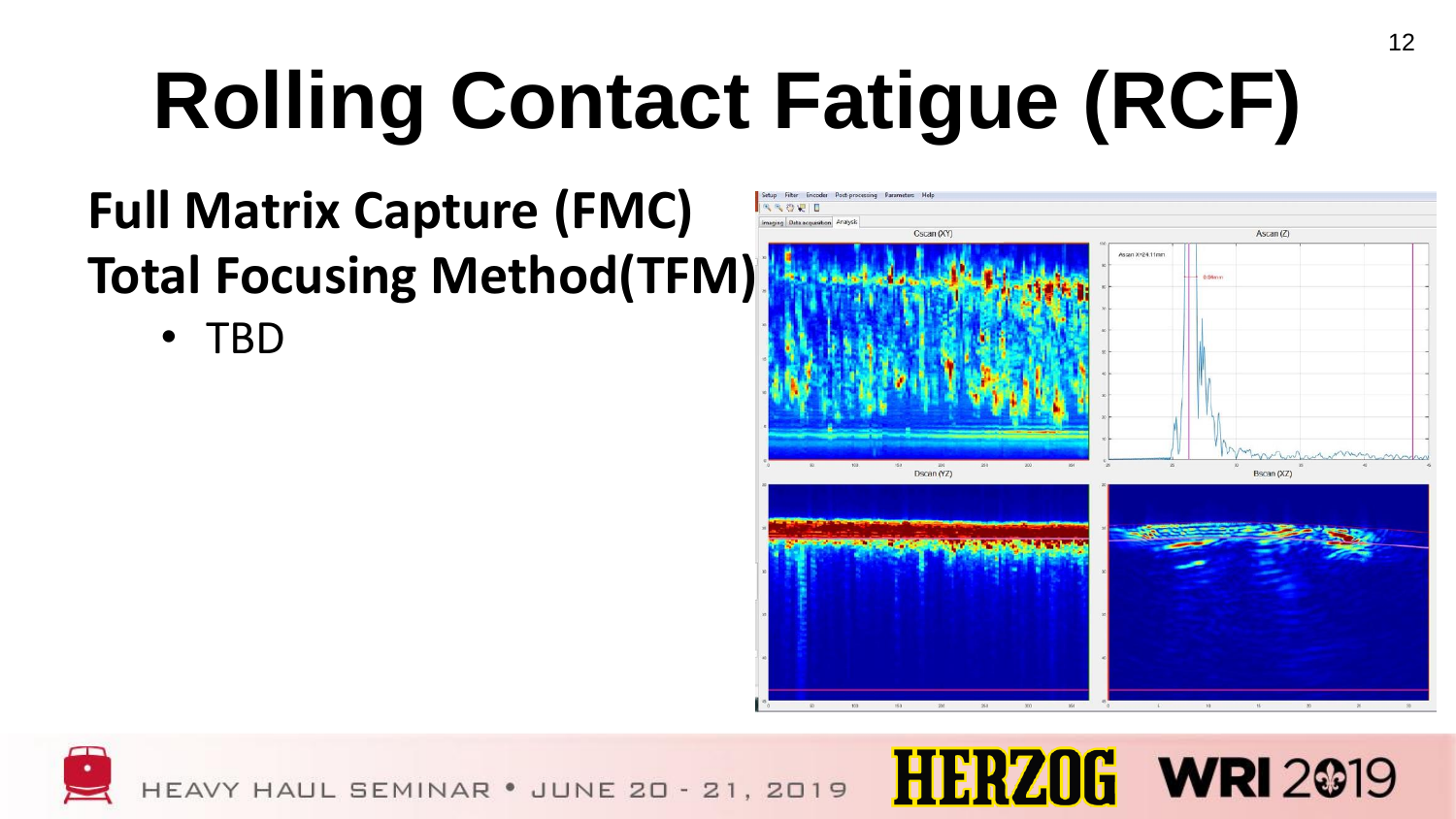# Rolling Contact Fatigue (RCF)

**Full Matrix Capture (FMC)**
**Total Focusing Method(TFM)**

- TBD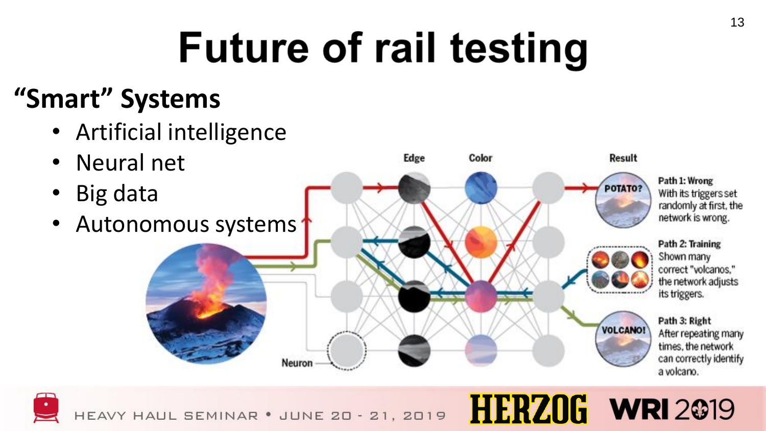# Future of rail testing

## "Smart" Systems

- Artificial intelligence
- Neural net
- Big data
- Autonomous systems

Edge | Color | Result

Neuron

POTATO?

**Path 1: Wrong**
With its triggers set randomly at first, the network is wrong.

**Path 2: Training**
Shown many correct "volcanos," the network adjusts its triggers.

VOLCANO!

**Path 3: Right**
After repeating many times, the network can correctly identify a volcano.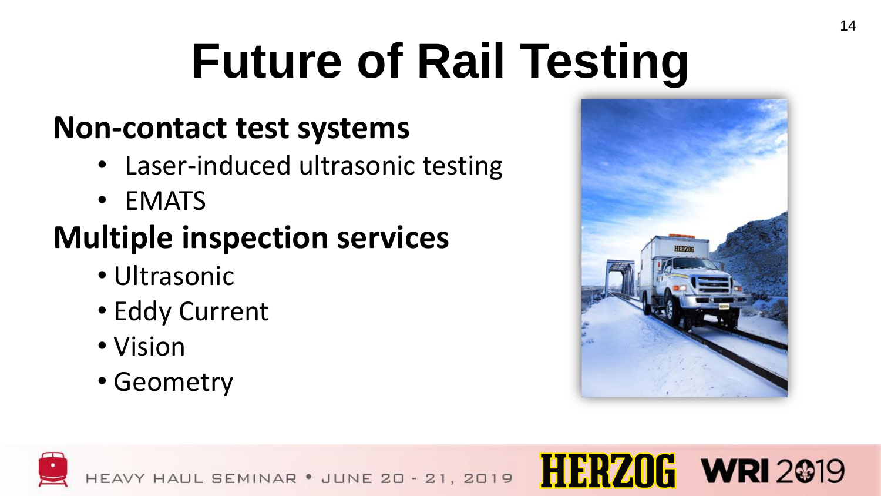# Future of Rail Testing

**Non-contact test systems**

- Laser-induced ultrasonic testing
- EMATS

**Multiple inspection services**

- Ultrasonic
- Eddy Current
- Vision
- Geometry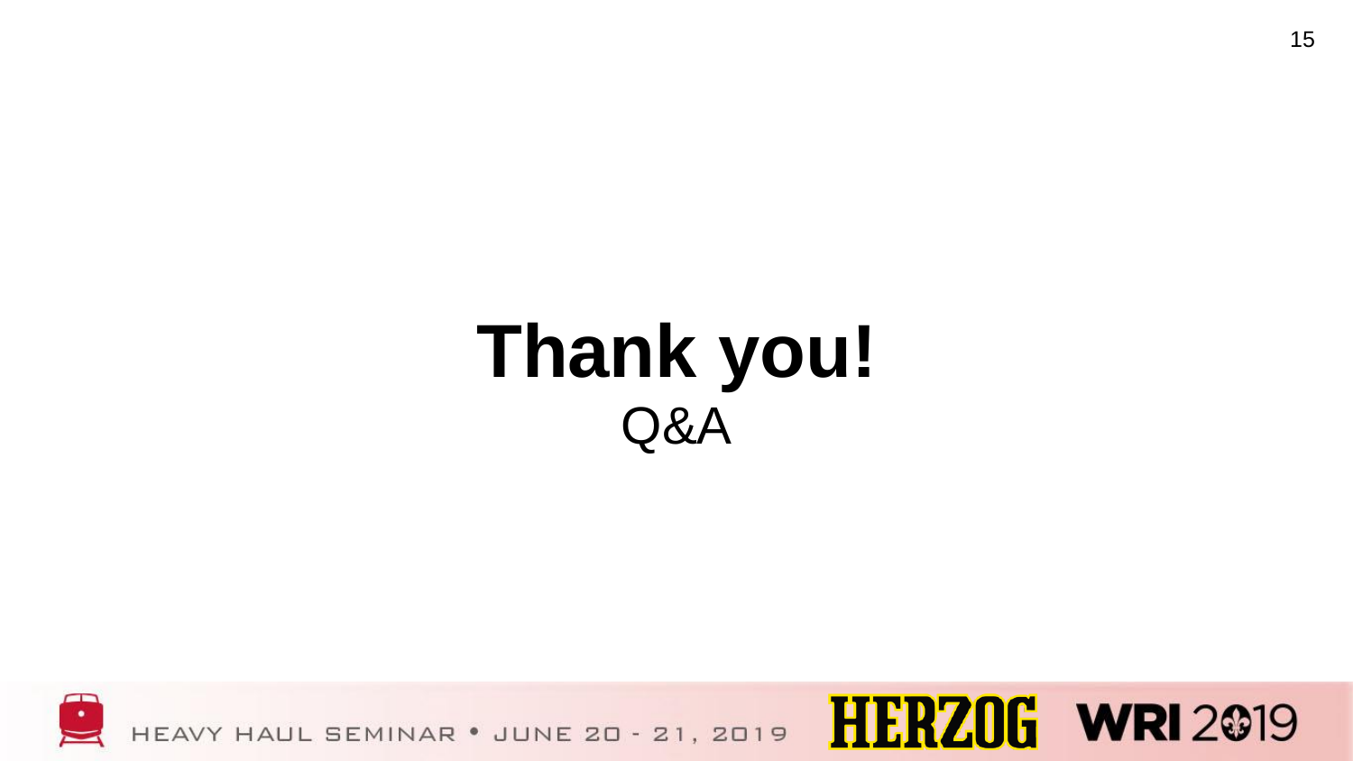# Thank you!

Q&A